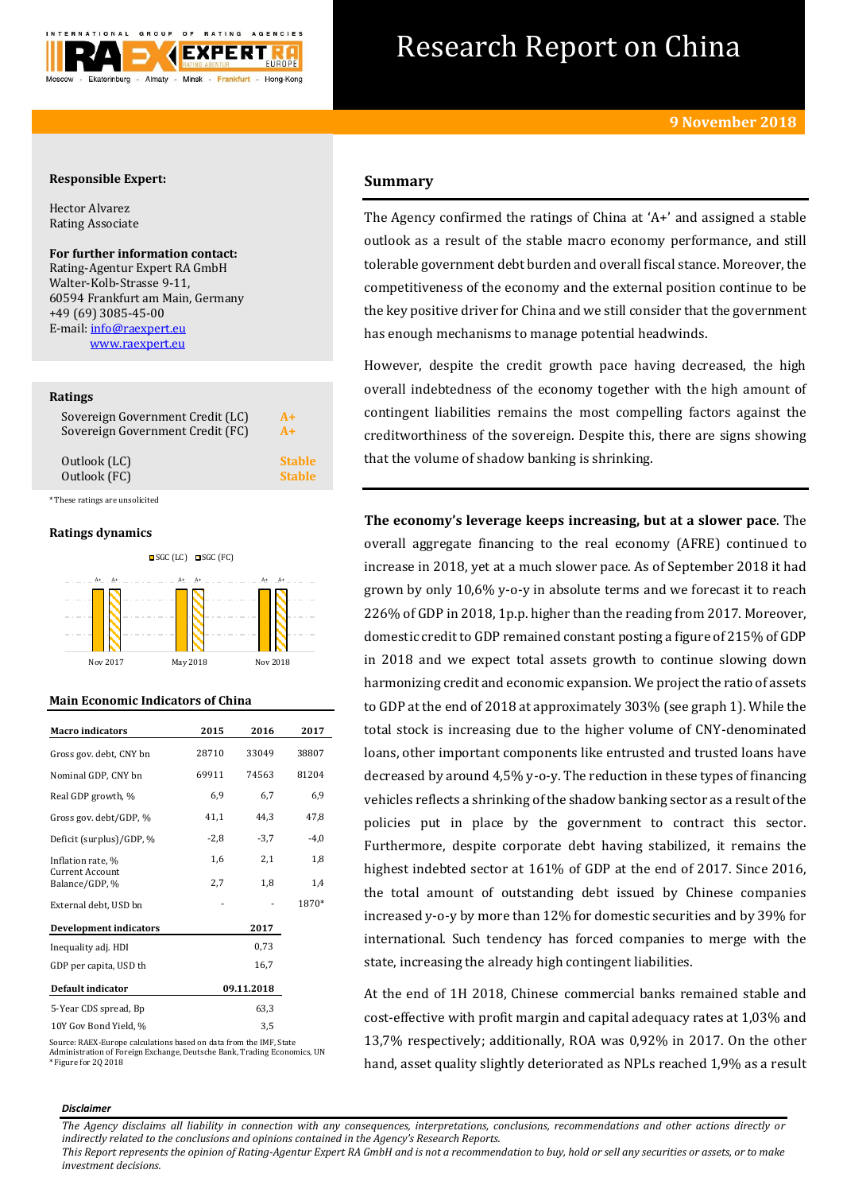# Research Report on China

**9 November 2018**

**Responsible Expert:**

Hector Alvarez
Rating Associate

**For further information contact:**
Rating-Agentur Expert RA GmbH
Walter-Kolb-Strasse 9-11,
60594 Frankfurt am Main, Germany
+49 (69) 3085-45-00
E-mail: info@raexpert.eu
www.raexpert.eu

**Ratings**

| | |
|---|---|
| Sovereign Government Credit (LC) | A+ |
| Sovereign Government Credit (FC) | A+ |
| Outlook (LC) | Stable |
| Outlook (FC) | Stable |

*These ratings are unsolicited

**Ratings dynamics**

| | SGC (LC) | SGC (FC) |
|---|---|---|
| Nov 2017 | A+ | A+ |
| May 2018 | A+ | A+ |
| Nov 2018 | A+ | A+ |

**Main Economic Indicators of China**

| Macro indicators | 2015 | 2016 | 2017 |
|---|---|---|---|
| Gross gov. debt, CNY bn | 28710 | 33049 | 38807 |
| Nominal GDP, CNY bn | 69911 | 74563 | 81204 |
| Real GDP growth, % | 6,9 | 6,7 | 6,9 |
| Gross gov. debt/GDP, % | 41,1 | 44,3 | 47,8 |
| Deficit (surplus)/GDP, % | -2,8 | -3,7 | -4,0 |
| Inflation rate, % | 1,6 | 2,1 | 1,8 |
| Current Account Balance/GDP, % | 2,7 | 1,8 | 1,4 |
| External debt, USD bn | - | - | 1870* |
| **Development indicators** | | | **2017** |
| Inequality adj. HDI | | | 0,73 |
| GDP per capita, USD th | | | 16,7 |
| **Default indicator** | | | **09.11.2018** |
| 5-Year CDS spread, Bp | | | 63,3 |
| 10Y Gov Bond Yield, % | | | 3,5 |

Source: RAEX-Europe calculations based on data from the IMF, State Administration of Foreign Exchange, Deutsche Bank, Trading Economics, UN
*Figure for 2Q 2018

## Summary

The Agency confirmed the ratings of China at 'A+' and assigned a stable outlook as a result of the stable macro economy performance, and still tolerable government debt burden and overall fiscal stance. Moreover, the competitiveness of the economy and the external position continue to be the key positive driver for China and we still consider that the government has enough mechanisms to manage potential headwinds.

However, despite the credit growth pace having decreased, the high overall indebtedness of the economy together with the high amount of contingent liabilities remains the most compelling factors against the creditworthiness of the sovereign. Despite this, there are signs showing that the volume of shadow banking is shrinking.

**The economy's leverage keeps increasing, but at a slower pace**. The overall aggregate financing to the real economy (AFRE) continued to increase in 2018, yet at a much slower pace. As of September 2018 it had grown by only 10,6% y-o-y in absolute terms and we forecast it to reach 226% of GDP in 2018, 1p.p. higher than the reading from 2017. Moreover, domestic credit to GDP remained constant posting a figure of 215% of GDP in 2018 and we expect total assets growth to continue slowing down harmonizing credit and economic expansion. We project the ratio of assets to GDP at the end of 2018 at approximately 303% (see graph 1). While the total stock is increasing due to the higher volume of CNY-denominated loans, other important components like entrusted and trusted loans have decreased by around 4,5% y-o-y. The reduction in these types of financing vehicles reflects a shrinking of the shadow banking sector as a result of the policies put in place by the government to contract this sector. Furthermore, despite corporate debt having stabilized, it remains the highest indebted sector at 161% of GDP at the end of 2017. Since 2016, the total amount of outstanding debt issued by Chinese companies increased y-o-y by more than 12% for domestic securities and by 39% for international. Such tendency has forced companies to merge with the state, increasing the already high contingent liabilities.

At the end of 1H 2018, Chinese commercial banks remained stable and cost-effective with profit margin and capital adequacy rates at 1,03% and 13,7% respectively; additionally, ROA was 0,92% in 2017. On the other hand, asset quality slightly deteriorated as NPLs reached 1,9% as a result

*Disclaimer*

*The Agency disclaims all liability in connection with any consequences, interpretations, conclusions, recommendations and other actions directly or indirectly related to the conclusions and opinions contained in the Agency's Research Reports.*
*This Report represents the opinion of Rating-Agentur Expert RA GmbH and is not a recommendation to buy, hold or sell any securities or assets, or to make investment decisions.*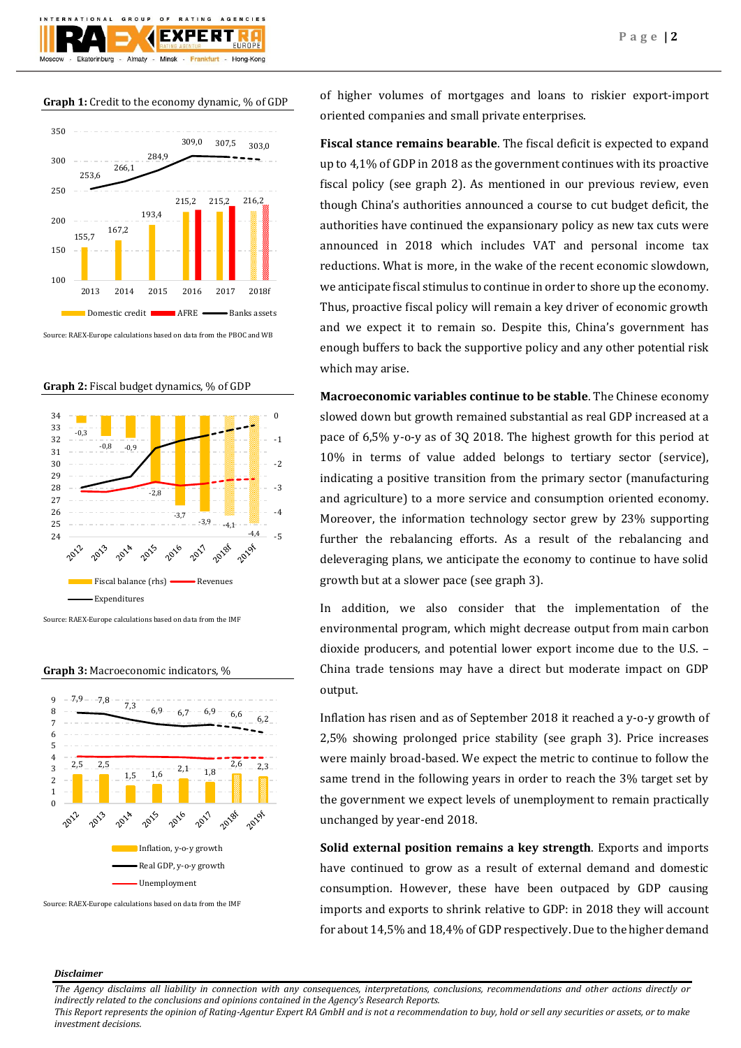**Graph 1:** Credit to the economy dynamic, % of GDP

Source: RAEX-Europe calculations based on data from the PBOC and WB

**Graph 2:** Fiscal budget dynamics, % of GDP

Source: RAEX-Europe calculations based on data from the IMF

**Graph 3:** Macroeconomic indicators, %

Source: RAEX-Europe calculations based on data from the IMF

of higher volumes of mortgages and loans to riskier export-import oriented companies and small private enterprises.

**Fiscal stance remains bearable**. The fiscal deficit is expected to expand up to 4,1% of GDP in 2018 as the government continues with its proactive fiscal policy (see graph 2). As mentioned in our previous review, even though China's authorities announced a course to cut budget deficit, the authorities have continued the expansionary policy as new tax cuts were announced in 2018 which includes VAT and personal income tax reductions. What is more, in the wake of the recent economic slowdown, we anticipate fiscal stimulus to continue in order to shore up the economy. Thus, proactive fiscal policy will remain a key driver of economic growth and we expect it to remain so. Despite this, China's government has enough buffers to back the supportive policy and any other potential risk which may arise.

**Macroeconomic variables continue to be stable**. The Chinese economy slowed down but growth remained substantial as real GDP increased at a pace of 6,5% y-o-y as of 3Q 2018. The highest growth for this period at 10% in terms of value added belongs to tertiary sector (service), indicating a positive transition from the primary sector (manufacturing and agriculture) to a more service and consumption oriented economy. Moreover, the information technology sector grew by 23% supporting further the rebalancing efforts. As a result of the rebalancing and deleveraging plans, we anticipate the economy to continue to have solid growth but at a slower pace (see graph 3).

In addition, we also consider that the implementation of the environmental program, which might decrease output from main carbon dioxide producers, and potential lower export income due to the U.S. – China trade tensions may have a direct but moderate impact on GDP output.

Inflation has risen and as of September 2018 it reached a y-o-y growth of 2,5% showing prolonged price stability (see graph 3). Price increases were mainly broad-based. We expect the metric to continue to follow the same trend in the following years in order to reach the 3% target set by the government we expect levels of unemployment to remain practically unchanged by year-end 2018.

**Solid external position remains a key strength**. Exports and imports have continued to grow as a result of external demand and domestic consumption. However, these have been outpaced by GDP causing imports and exports to shrink relative to GDP: in 2018 they will account for about 14,5% and 18,4% of GDP respectively. Due to the higher demand

***Disclaimer***

*The Agency disclaims all liability in connection with any consequences, interpretations, conclusions, recommendations and other actions directly or indirectly related to the conclusions and opinions contained in the Agency's Research Reports.*
*This Report represents the opinion of Rating-Agentur Expert RA GmbH and is not a recommendation to buy, hold or sell any securities or assets, or to make investment decisions.*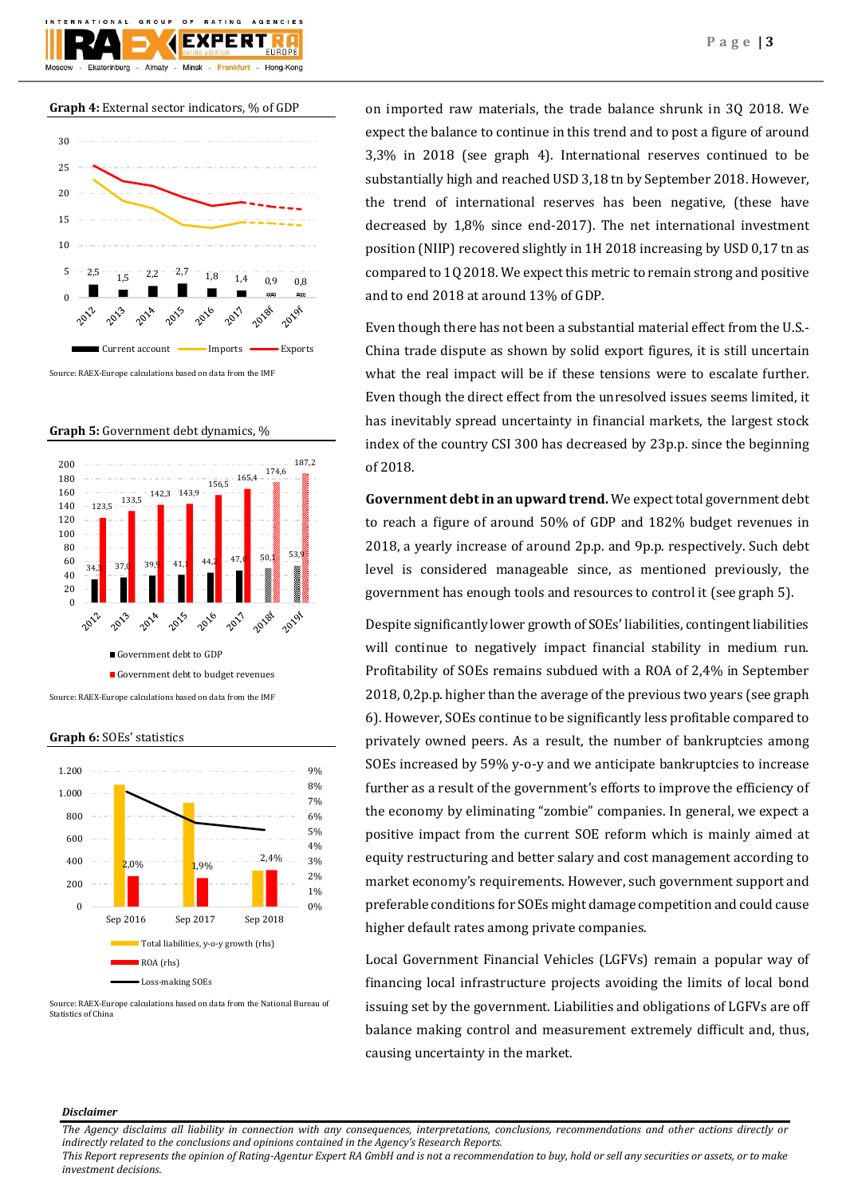**Graph 4:** External sector indicators, % of GDP

| | 2012 | 2013 | 2014 | 2015 | 2016 | 2017 | 2018f | 2019f |
|---|---|---|---|---|---|---|---|---|
| Current account | 2,5 | 1,5 | 2,2 | 2,7 | 1,8 | 1,4 | 0,9 | 0,8 |

Source: RAEX-Europe calculations based on data from the IMF

**Graph 5:** Government debt dynamics, %

| | 2012 | 2013 | 2014 | 2015 | 2016 | 2017 | 2018f | 2019f |
|---|---|---|---|---|---|---|---|---|
| Government debt to GDP | 34,3 | 37,0 | 39,9 | 41,1 | 44,2 | 47,0 | 50,1 | 53,9 |
| Government debt to budget revenues | 123,5 | 133,5 | 142,3 | 143,9 | 156,5 | 165,4 | 174,6 | 187,2 |

Source: RAEX-Europe calculations based on data from the IMF

**Graph 6:** SOEs' statistics

| | Sep 2016 | Sep 2017 | Sep 2018 |
|---|---|---|---|
| ROA (rhs) | 2,0% | 1,9% | 2,4% |

Total liabilities, y-o-y growth (rhs); ROA (rhs); Loss-making SOEs

Source: RAEX-Europe calculations based on data from the National Bureau of Statistics of China

on imported raw materials, the trade balance shrunk in 3Q 2018. We expect the balance to continue in this trend and to post a figure of around 3,3% in 2018 (see graph 4). International reserves continued to be substantially high and reached USD 3,18 tn by September 2018. However, the trend of international reserves has been negative, (these have decreased by 1,8% since end-2017). The net international investment position (NIIP) recovered slightly in 1H 2018 increasing by USD 0,17 tn as compared to 1Q 2018. We expect this metric to remain strong and positive and to end 2018 at around 13% of GDP.

Even though there has not been a substantial material effect from the U.S.-China trade dispute as shown by solid export figures, it is still uncertain what the real impact will be if these tensions were to escalate further. Even though the direct effect from the unresolved issues seems limited, it has inevitably spread uncertainty in financial markets, the largest stock index of the country CSI 300 has decreased by 23p.p. since the beginning of 2018.

**Government debt in an upward trend.** We expect total government debt to reach a figure of around 50% of GDP and 182% budget revenues in 2018, a yearly increase of around 2p.p. and 9p.p. respectively. Such debt level is considered manageable since, as mentioned previously, the government has enough tools and resources to control it (see graph 5).

Despite significantly lower growth of SOEs' liabilities, contingent liabilities will continue to negatively impact financial stability in medium run. Profitability of SOEs remains subdued with a ROA of 2,4% in September 2018, 0,2p.p. higher than the average of the previous two years (see graph 6). However, SOEs continue to be significantly less profitable compared to privately owned peers. As a result, the number of bankruptcies among SOEs increased by 59% y-o-y and we anticipate bankruptcies to increase further as a result of the government's efforts to improve the efficiency of the economy by eliminating "zombie" companies. In general, we expect a positive impact from the current SOE reform which is mainly aimed at equity restructuring and better salary and cost management according to market economy's requirements. However, such government support and preferable conditions for SOEs might damage competition and could cause higher default rates among private companies.

Local Government Financial Vehicles (LGFVs) remain a popular way of financing local infrastructure projects avoiding the limits of local bond issuing set by the government. Liabilities and obligations of LGFVs are off balance making control and measurement extremely difficult and, thus, causing uncertainty in the market.

***Disclaimer***

*The Agency disclaims all liability in connection with any consequences, interpretations, conclusions, recommendations and other actions directly or indirectly related to the conclusions and opinions contained in the Agency's Research Reports.*
*This Report represents the opinion of Rating-Agentur Expert RA GmbH and is not a recommendation to buy, hold or sell any securities or assets, or to make investment decisions.*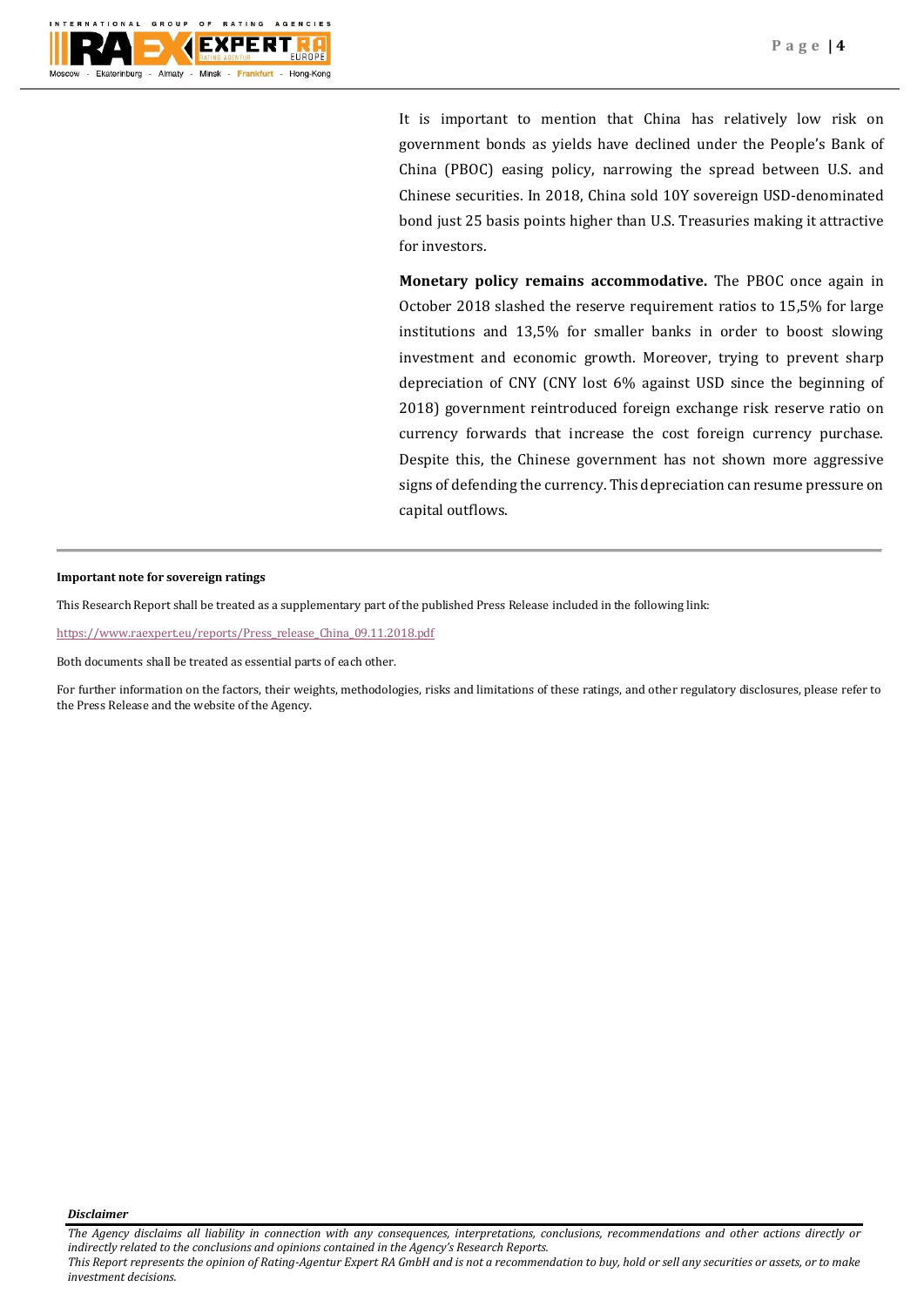It is important to mention that China has relatively low risk on government bonds as yields have declined under the People's Bank of China (PBOC) easing policy, narrowing the spread between U.S. and Chinese securities. In 2018, China sold 10Y sovereign USD-denominated bond just 25 basis points higher than U.S. Treasuries making it attractive for investors.

**Monetary policy remains accommodative.** The PBOC once again in October 2018 slashed the reserve requirement ratios to 15,5% for large institutions and 13,5% for smaller banks in order to boost slowing investment and economic growth. Moreover, trying to prevent sharp depreciation of CNY (CNY lost 6% against USD since the beginning of 2018) government reintroduced foreign exchange risk reserve ratio on currency forwards that increase the cost foreign currency purchase. Despite this, the Chinese government has not shown more aggressive signs of defending the currency. This depreciation can resume pressure on capital outflows.

---

**Important note for sovereign ratings**

This Research Report shall be treated as a supplementary part of the published Press Release included in the following link:

https://www.raexpert.eu/reports/Press_release_China_09.11.2018.pdf

Both documents shall be treated as essential parts of each other.

For further information on the factors, their weights, methodologies, risks and limitations of these ratings, and other regulatory disclosures, please refer to the Press Release and the website of the Agency.

***Disclaimer***

*The Agency disclaims all liability in connection with any consequences, interpretations, conclusions, recommendations and other actions directly or indirectly related to the conclusions and opinions contained in the Agency's Research Reports.*
*This Report represents the opinion of Rating-Agentur Expert RA GmbH and is not a recommendation to buy, hold or sell any securities or assets, or to make investment decisions.*